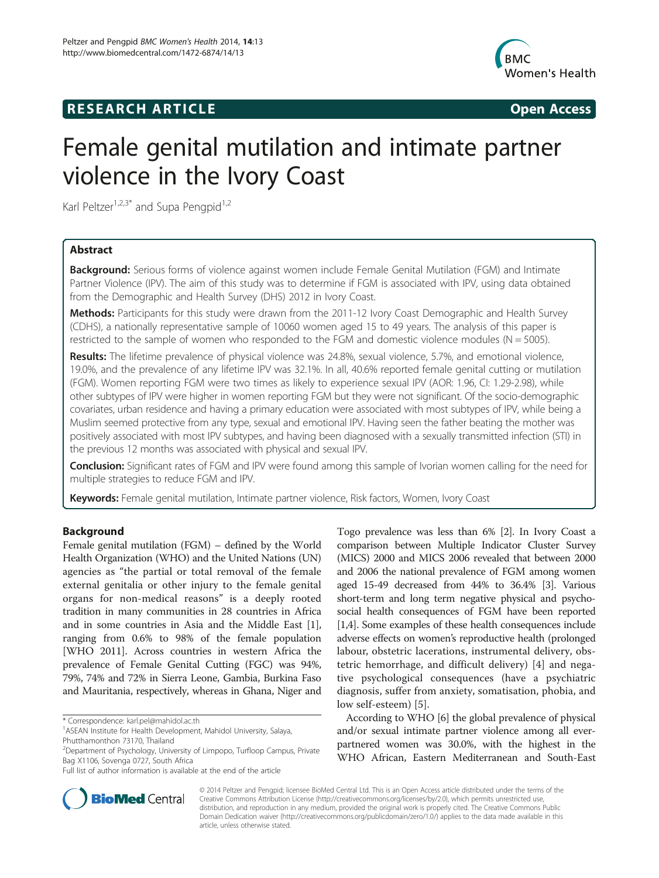**RESEARCH ARTICLE** **Open Access**

# Female genital mutilation and intimate partner violence in the Ivory Coast

Karl Peltzer[1,2,3*] and Supa Pengpid[1,2]

## Abstract

**Background:** Serious forms of violence against women include Female Genital Mutilation (FGM) and Intimate Partner Violence (IPV). The aim of this study was to determine if FGM is associated with IPV, using data obtained from the Demographic and Health Survey (DHS) 2012 in Ivory Coast.

**Methods:** Participants for this study were drawn from the 2011-12 Ivory Coast Demographic and Health Survey (CDHS), a nationally representative sample of 10060 women aged 15 to 49 years. The analysis of this paper is restricted to the sample of women who responded to the FGM and domestic violence modules (N = 5005).

**Results:** The lifetime prevalence of physical violence was 24.8%, sexual violence, 5.7%, and emotional violence, 19.0%, and the prevalence of any lifetime IPV was 32.1%. In all, 40.6% reported female genital cutting or mutilation (FGM). Women reporting FGM were two times as likely to experience sexual IPV (AOR: 1.96, CI: 1.29-2.98), while other subtypes of IPV were higher in women reporting FGM but they were not significant. Of the socio-demographic covariates, urban residence and having a primary education were associated with most subtypes of IPV, while being a Muslim seemed protective from any type, sexual and emotional IPV. Having seen the father beating the mother was positively associated with most IPV subtypes, and having been diagnosed with a sexually transmitted infection (STI) in the previous 12 months was associated with physical and sexual IPV.

**Conclusion:** Significant rates of FGM and IPV were found among this sample of Ivorian women calling for the need for multiple strategies to reduce FGM and IPV.

**Keywords:** Female genital mutilation, Intimate partner violence, Risk factors, Women, Ivory Coast

## Background

Female genital mutilation (FGM) – defined by the World Health Organization (WHO) and the United Nations (UN) agencies as "the partial or total removal of the female external genitalia or other injury to the female genital organs for non-medical reasons" is a deeply rooted tradition in many communities in 28 countries in Africa and in some countries in Asia and the Middle East [1], ranging from 0.6% to 98% of the female population [WHO 2011]. Across countries in western Africa the prevalence of Female Genital Cutting (FGC) was 94%, 79%, 74% and 72% in Sierra Leone, Gambia, Burkina Faso and Mauritania, respectively, whereas in Ghana, Niger and Togo prevalence was less than 6% [2]. In Ivory Coast a comparison between Multiple Indicator Cluster Survey (MICS) 2000 and MICS 2006 revealed that between 2000 and 2006 the national prevalence of FGM among women aged 15-49 decreased from 44% to 36.4% [3]. Various short-term and long term negative physical and psychosocial health consequences of FGM have been reported [1,4]. Some examples of these health consequences include adverse effects on women's reproductive health (prolonged labour, obstetric lacerations, instrumental delivery, obstetric hemorrhage, and difficult delivery) [4] and negative psychological consequences (have a psychiatric diagnosis, suffer from anxiety, somatisation, phobia, and low self-esteem) [5].

According to WHO [6] the global prevalence of physical and/or sexual intimate partner violence among all ever-partnered women was 30.0%, with the highest in the WHO African, Eastern Mediterranean and South-East

---

\* Correspondence: karl.pel@mahidol.ac.th
[1]ASEAN Institute for Health Development, Mahidol University, Salaya, Phutthamonthon 73170, Thailand
[2]Department of Psychology, University of Limpopo, Turfloop Campus, Private Bag X1106, Sovenga 0727, South Africa
Full list of author information is available at the end of the article

© 2014 Peltzer and Pengpid; licensee BioMed Central Ltd. This is an Open Access article distributed under the terms of the Creative Commons Attribution License (http://creativecommons.org/licenses/by/2.0), which permits unrestricted use, distribution, and reproduction in any medium, provided the original work is properly cited. The Creative Commons Public Domain Dedication waiver (http://creativecommons.org/publicdomain/zero/1.0/) applies to the data made available in this article, unless otherwise stated.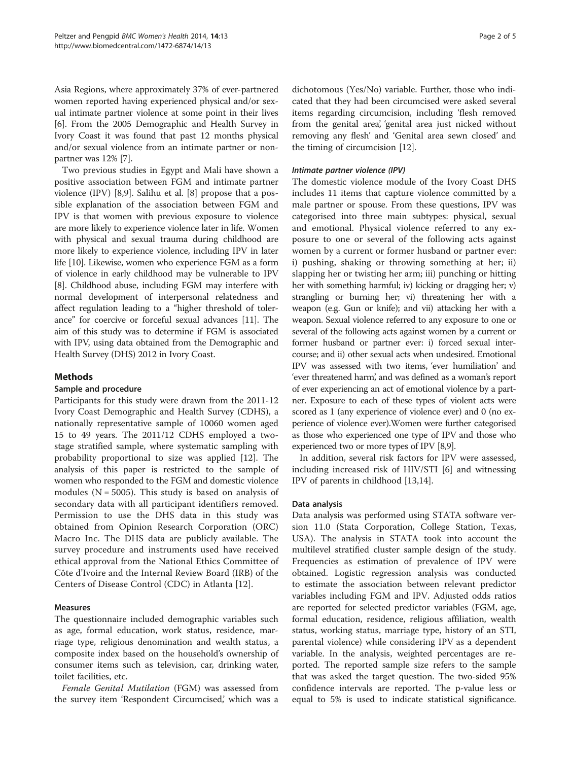Asia Regions, where approximately 37% of ever-partnered women reported having experienced physical and/or sexual intimate partner violence at some point in their lives [6]. From the 2005 Demographic and Health Survey in Ivory Coast it was found that past 12 months physical and/or sexual violence from an intimate partner or non-partner was 12% [7].

Two previous studies in Egypt and Mali have shown a positive association between FGM and intimate partner violence (IPV) [8,9]. Salihu et al. [8] propose that a possible explanation of the association between FGM and IPV is that women with previous exposure to violence are more likely to experience violence later in life. Women with physical and sexual trauma during childhood are more likely to experience violence, including IPV in later life [10]. Likewise, women who experience FGM as a form of violence in early childhood may be vulnerable to IPV [8]. Childhood abuse, including FGM may interfere with normal development of interpersonal relatedness and affect regulation leading to a "higher threshold of tolerance" for coercive or forceful sexual advances [11]. The aim of this study was to determine if FGM is associated with IPV, using data obtained from the Demographic and Health Survey (DHS) 2012 in Ivory Coast.

## Methods

### Sample and procedure

Participants for this study were drawn from the 2011-12 Ivory Coast Demographic and Health Survey (CDHS), a nationally representative sample of 10060 women aged 15 to 49 years. The 2011/12 CDHS employed a two-stage stratified sample, where systematic sampling with probability proportional to size was applied [12]. The analysis of this paper is restricted to the sample of women who responded to the FGM and domestic violence modules (N = 5005). This study is based on analysis of secondary data with all participant identifiers removed. Permission to use the DHS data in this study was obtained from Opinion Research Corporation (ORC) Macro Inc. The DHS data are publicly available. The survey procedure and instruments used have received ethical approval from the National Ethics Committee of Côte d'Ivoire and the Internal Review Board (IRB) of the Centers of Disease Control (CDC) in Atlanta [12].

### Measures

The questionnaire included demographic variables such as age, formal education, work status, residence, marriage type, religious denomination and wealth status, a composite index based on the household's ownership of consumer items such as television, car, drinking water, toilet facilities, etc.

*Female Genital Mutilation* (FGM) was assessed from the survey item 'Respondent Circumcised,' which was a dichotomous (Yes/No) variable. Further, those who indicated that they had been circumcised were asked several items regarding circumcision, including 'flesh removed from the genital area', 'genital area just nicked without removing any flesh' and 'Genital area sewn closed' and the timing of circumcision [12].

#### *Intimate partner violence (IPV)*

The domestic violence module of the Ivory Coast DHS includes 11 items that capture violence committed by a male partner or spouse. From these questions, IPV was categorised into three main subtypes: physical, sexual and emotional. Physical violence referred to any exposure to one or several of the following acts against women by a current or former husband or partner ever: i) pushing, shaking or throwing something at her; ii) slapping her or twisting her arm; iii) punching or hitting her with something harmful; iv) kicking or dragging her; v) strangling or burning her; vi) threatening her with a weapon (e.g. Gun or knife); and vii) attacking her with a weapon. Sexual violence referred to any exposure to one or several of the following acts against women by a current or former husband or partner ever: i) forced sexual intercourse; and ii) other sexual acts when undesired. Emotional IPV was assessed with two items, 'ever humiliation' and 'ever threatened harm', and was defined as a woman's report of ever experiencing an act of emotional violence by a partner. Exposure to each of these types of violent acts were scored as 1 (any experience of violence ever) and 0 (no experience of violence ever).Women were further categorised as those who experienced one type of IPV and those who experienced two or more types of IPV [8,9].

In addition, several risk factors for IPV were assessed, including increased risk of HIV/STI [6] and witnessing IPV of parents in childhood [13,14].

### Data analysis

Data analysis was performed using STATA software version 11.0 (Stata Corporation, College Station, Texas, USA). The analysis in STATA took into account the multilevel stratified cluster sample design of the study. Frequencies as estimation of prevalence of IPV were obtained. Logistic regression analysis was conducted to estimate the association between relevant predictor variables including FGM and IPV. Adjusted odds ratios are reported for selected predictor variables (FGM, age, formal education, residence, religious affiliation, wealth status, working status, marriage type, history of an STI, parental violence) while considering IPV as a dependent variable. In the analysis, weighted percentages are reported. The reported sample size refers to the sample that was asked the target question. The two-sided 95% confidence intervals are reported. The p-value less or equal to 5% is used to indicate statistical significance.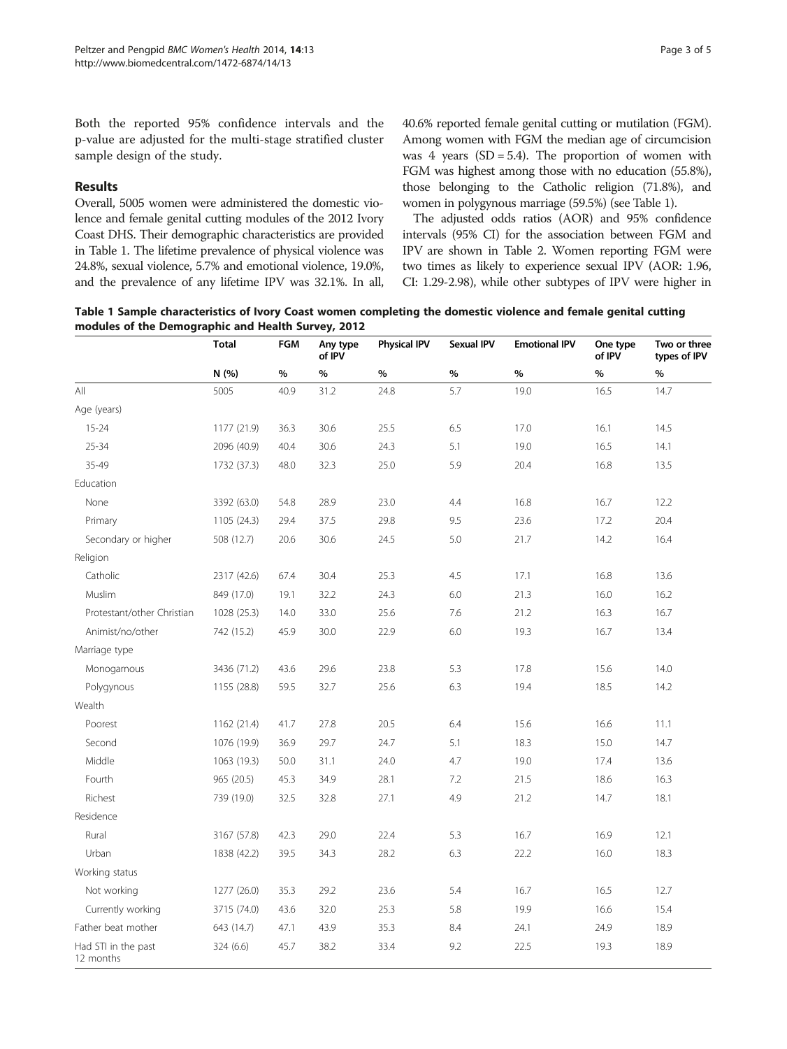Both the reported 95% confidence intervals and the p-value are adjusted for the multi-stage stratified cluster sample design of the study.

## Results

Overall, 5005 women were administered the domestic violence and female genital cutting modules of the 2012 Ivory Coast DHS. Their demographic characteristics are provided in Table 1. The lifetime prevalence of physical violence was 24.8%, sexual violence, 5.7% and emotional violence, 19.0%, and the prevalence of any lifetime IPV was 32.1%. In all, 40.6% reported female genital cutting or mutilation (FGM). Among women with FGM the median age of circumcision was 4 years (SD = 5.4). The proportion of women with FGM was highest among those with no education (55.8%), those belonging to the Catholic religion (71.8%), and women in polygynous marriage (59.5%) (see Table 1).

The adjusted odds ratios (AOR) and 95% confidence intervals (95% CI) for the association between FGM and IPV are shown in Table 2. Women reporting FGM were two times as likely to experience sexual IPV (AOR: 1.96, CI: 1.29-2.98), while other subtypes of IPV were higher in

**Table 1 Sample characteristics of Ivory Coast women completing the domestic violence and female genital cutting modules of the Demographic and Health Survey, 2012**

| | Total | FGM | Any type of IPV | Physical IPV | Sexual IPV | Emotional IPV | One type of IPV | Two or three types of IPV |
|---|---|---|---|---|---|---|---|---|
| | N (%) | % | % | % | % | % | % | % |
| All | 5005 | 40.9 | 31.2 | 24.8 | 5.7 | 19.0 | 16.5 | 14.7 |
| Age (years) | | | | | | | | |
| 15-24 | 1177 (21.9) | 36.3 | 30.6 | 25.5 | 6.5 | 17.0 | 16.1 | 14.5 |
| 25-34 | 2096 (40.9) | 40.4 | 30.6 | 24.3 | 5.1 | 19.0 | 16.5 | 14.1 |
| 35-49 | 1732 (37.3) | 48.0 | 32.3 | 25.0 | 5.9 | 20.4 | 16.8 | 13.5 |
| Education | | | | | | | | |
| None | 3392 (63.0) | 54.8 | 28.9 | 23.0 | 4.4 | 16.8 | 16.7 | 12.2 |
| Primary | 1105 (24.3) | 29.4 | 37.5 | 29.8 | 9.5 | 23.6 | 17.2 | 20.4 |
| Secondary or higher | 508 (12.7) | 20.6 | 30.6 | 24.5 | 5.0 | 21.7 | 14.2 | 16.4 |
| Religion | | | | | | | | |
| Catholic | 2317 (42.6) | 67.4 | 30.4 | 25.3 | 4.5 | 17.1 | 16.8 | 13.6 |
| Muslim | 849 (17.0) | 19.1 | 32.2 | 24.3 | 6.0 | 21.3 | 16.0 | 16.2 |
| Protestant/other Christian | 1028 (25.3) | 14.0 | 33.0 | 25.6 | 7.6 | 21.2 | 16.3 | 16.7 |
| Animist/no/other | 742 (15.2) | 45.9 | 30.0 | 22.9 | 6.0 | 19.3 | 16.7 | 13.4 |
| Marriage type | | | | | | | | |
| Monogamous | 3436 (71.2) | 43.6 | 29.6 | 23.8 | 5.3 | 17.8 | 15.6 | 14.0 |
| Polygynous | 1155 (28.8) | 59.5 | 32.7 | 25.6 | 6.3 | 19.4 | 18.5 | 14.2 |
| Wealth | | | | | | | | |
| Poorest | 1162 (21.4) | 41.7 | 27.8 | 20.5 | 6.4 | 15.6 | 16.6 | 11.1 |
| Second | 1076 (19.9) | 36.9 | 29.7 | 24.7 | 5.1 | 18.3 | 15.0 | 14.7 |
| Middle | 1063 (19.3) | 50.0 | 31.1 | 24.0 | 4.7 | 19.0 | 17.4 | 13.6 |
| Fourth | 965 (20.5) | 45.3 | 34.9 | 28.1 | 7.2 | 21.5 | 18.6 | 16.3 |
| Richest | 739 (19.0) | 32.5 | 32.8 | 27.1 | 4.9 | 21.2 | 14.7 | 18.1 |
| Residence | | | | | | | | |
| Rural | 3167 (57.8) | 42.3 | 29.0 | 22.4 | 5.3 | 16.7 | 16.9 | 12.1 |
| Urban | 1838 (42.2) | 39.5 | 34.3 | 28.2 | 6.3 | 22.2 | 16.0 | 18.3 |
| Working status | | | | | | | | |
| Not working | 1277 (26.0) | 35.3 | 29.2 | 23.6 | 5.4 | 16.7 | 16.5 | 12.7 |
| Currently working | 3715 (74.0) | 43.6 | 32.0 | 25.3 | 5.8 | 19.9 | 16.6 | 15.4 |
| Father beat mother | 643 (14.7) | 47.1 | 43.9 | 35.3 | 8.4 | 24.1 | 24.9 | 18.9 |
| Had STI in the past 12 months | 324 (6.6) | 45.7 | 38.2 | 33.4 | 9.2 | 22.5 | 19.3 | 18.9 |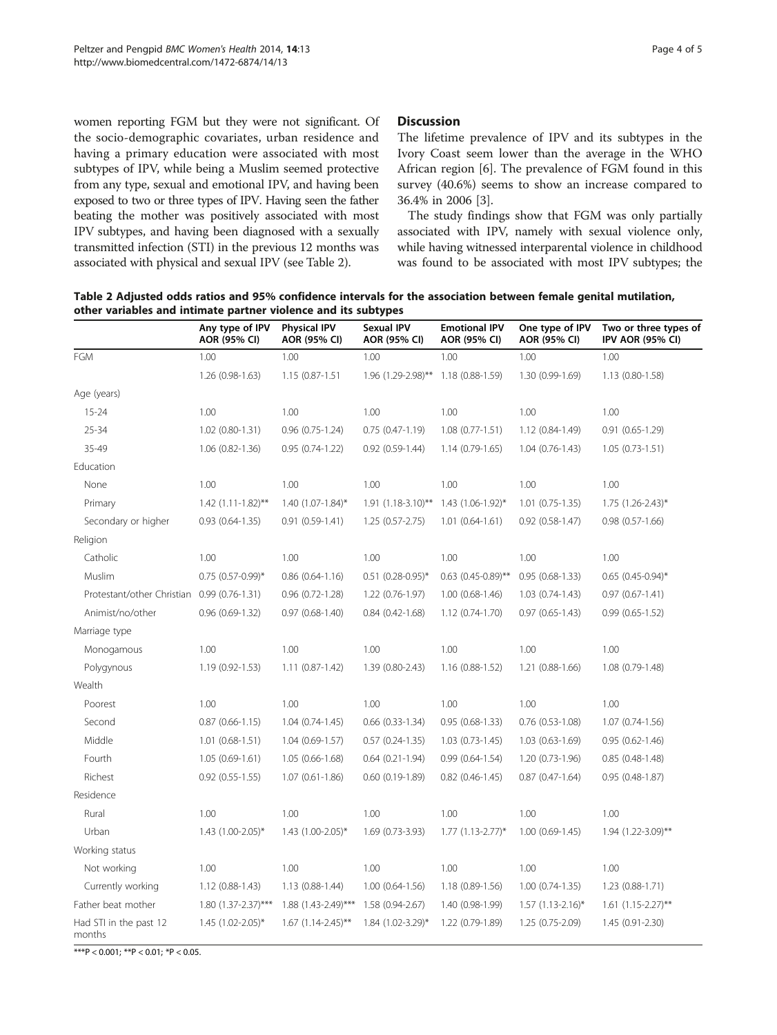women reporting FGM but they were not significant. Of the socio-demographic covariates, urban residence and having a primary education were associated with most subtypes of IPV, while being a Muslim seemed protective from any type, sexual and emotional IPV, and having been exposed to two or three types of IPV. Having seen the father beating the mother was positively associated with most IPV subtypes, and having been diagnosed with a sexually transmitted infection (STI) in the previous 12 months was associated with physical and sexual IPV (see Table 2).

## Discussion

The lifetime prevalence of IPV and its subtypes in the Ivory Coast seem lower than the average in the WHO African region [6]. The prevalence of FGM found in this survey (40.6%) seems to show an increase compared to 36.4% in 2006 [3].

The study findings show that FGM was only partially associated with IPV, namely with sexual violence only, while having witnessed interparental violence in childhood was found to be associated with most IPV subtypes; the

**Table 2 Adjusted odds ratios and 95% confidence intervals for the association between female genital mutilation, other variables and intimate partner violence and its subtypes**

| | Any type of IPV AOR (95% CI) | Physical IPV AOR (95% CI) | Sexual IPV AOR (95% CI) | Emotional IPV AOR (95% CI) | One type of IPV AOR (95% CI) | Two or three types of IPV AOR (95% CI) |
|---|---|---|---|---|---|---|
| FGM | 1.00 | 1.00 | 1.00 | 1.00 | 1.00 | 1.00 |
| | 1.26 (0.98-1.63) | 1.15 (0.87-1.51 | 1.96 (1.29-2.98)** | 1.18 (0.88-1.59) | 1.30 (0.99-1.69) | 1.13 (0.80-1.58) |
| Age (years) | | | | | | |
| 15-24 | 1.00 | 1.00 | 1.00 | 1.00 | 1.00 | 1.00 |
| 25-34 | 1.02 (0.80-1.31) | 0.96 (0.75-1.24) | 0.75 (0.47-1.19) | 1.08 (0.77-1.51) | 1.12 (0.84-1.49) | 0.91 (0.65-1.29) |
| 35-49 | 1.06 (0.82-1.36) | 0.95 (0.74-1.22) | 0.92 (0.59-1.44) | 1.14 (0.79-1.65) | 1.04 (0.76-1.43) | 1.05 (0.73-1.51) |
| Education | | | | | | |
| None | 1.00 | 1.00 | 1.00 | 1.00 | 1.00 | 1.00 |
| Primary | 1.42 (1.11-1.82)** | 1.40 (1.07-1.84)* | 1.91 (1.18-3.10)** | 1.43 (1.06-1.92)* | 1.01 (0.75-1.35) | 1.75 (1.26-2.43)* |
| Secondary or higher | 0.93 (0.64-1.35) | 0.91 (0.59-1.41) | 1.25 (0.57-2.75) | 1.01 (0.64-1.61) | 0.92 (0.58-1.47) | 0.98 (0.57-1.66) |
| Religion | | | | | | |
| Catholic | 1.00 | 1.00 | 1.00 | 1.00 | 1.00 | 1.00 |
| Muslim | 0.75 (0.57-0.99)* | 0.86 (0.64-1.16) | 0.51 (0.28-0.95)* | 0.63 (0.45-0.89)** | 0.95 (0.68-1.33) | 0.65 (0.45-0.94)* |
| Protestant/other Christian | 0.99 (0.76-1.31) | 0.96 (0.72-1.28) | 1.22 (0.76-1.97) | 1.00 (0.68-1.46) | 1.03 (0.74-1.43) | 0.97 (0.67-1.41) |
| Animist/no/other | 0.96 (0.69-1.32) | 0.97 (0.68-1.40) | 0.84 (0.42-1.68) | 1.12 (0.74-1.70) | 0.97 (0.65-1.43) | 0.99 (0.65-1.52) |
| Marriage type | | | | | | |
| Monogamous | 1.00 | 1.00 | 1.00 | 1.00 | 1.00 | 1.00 |
| Polygynous | 1.19 (0.92-1.53) | 1.11 (0.87-1.42) | 1.39 (0.80-2.43) | 1.16 (0.88-1.52) | 1.21 (0.88-1.66) | 1.08 (0.79-1.48) |
| Wealth | | | | | | |
| Poorest | 1.00 | 1.00 | 1.00 | 1.00 | 1.00 | 1.00 |
| Second | 0.87 (0.66-1.15) | 1.04 (0.74-1.45) | 0.66 (0.33-1.34) | 0.95 (0.68-1.33) | 0.76 (0.53-1.08) | 1.07 (0.74-1.56) |
| Middle | 1.01 (0.68-1.51) | 1.04 (0.69-1.57) | 0.57 (0.24-1.35) | 1.03 (0.73-1.45) | 1.03 (0.63-1.69) | 0.95 (0.62-1.46) |
| Fourth | 1.05 (0.69-1.61) | 1.05 (0.66-1.68) | 0.64 (0.21-1.94) | 0.99 (0.64-1.54) | 1.20 (0.73-1.96) | 0.85 (0.48-1.48) |
| Richest | 0.92 (0.55-1.55) | 1.07 (0.61-1.86) | 0.60 (0.19-1.89) | 0.82 (0.46-1.45) | 0.87 (0.47-1.64) | 0.95 (0.48-1.87) |
| Residence | | | | | | |
| Rural | 1.00 | 1.00 | 1.00 | 1.00 | 1.00 | 1.00 |
| Urban | 1.43 (1.00-2.05)* | 1.43 (1.00-2.05)* | 1.69 (0.73-3.93) | 1.77 (1.13-2.77)* | 1.00 (0.69-1.45) | 1.94 (1.22-3.09)** |
| Working status | | | | | | |
| Not working | 1.00 | 1.00 | 1.00 | 1.00 | 1.00 | 1.00 |
| Currently working | 1.12 (0.88-1.43) | 1.13 (0.88-1.44) | 1.00 (0.64-1.56) | 1.18 (0.89-1.56) | 1.00 (0.74-1.35) | 1.23 (0.88-1.71) |
| Father beat mother | 1.80 (1.37-2.37)*** | 1.88 (1.43-2.49)*** | 1.58 (0.94-2.67) | 1.40 (0.98-1.99) | 1.57 (1.13-2.16)* | 1.61 (1.15-2.27)** |
| Had STI in the past 12 months | 1.45 (1.02-2.05)* | 1.67 (1.14-2.45)** | 1.84 (1.02-3.29)* | 1.22 (0.79-1.89) | 1.25 (0.75-2.09) | 1.45 (0.91-2.30) |

***P < 0.001; **P < 0.01; *P < 0.05.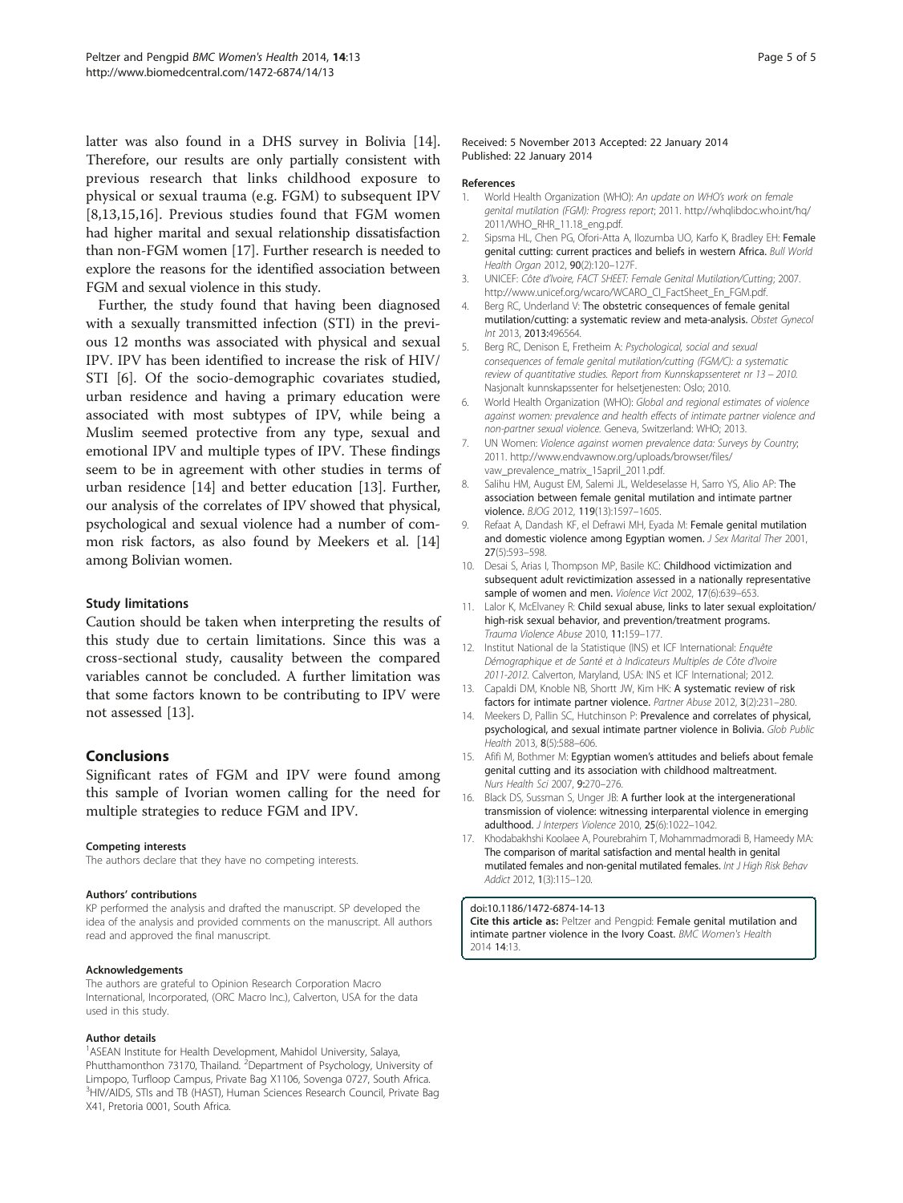latter was also found in a DHS survey in Bolivia [14]. Therefore, our results are only partially consistent with previous research that links childhood exposure to physical or sexual trauma (e.g. FGM) to subsequent IPV [8,13,15,16]. Previous studies found that FGM women had higher marital and sexual relationship dissatisfaction than non-FGM women [17]. Further research is needed to explore the reasons for the identified association between FGM and sexual violence in this study.

Further, the study found that having been diagnosed with a sexually transmitted infection (STI) in the previous 12 months was associated with physical and sexual IPV. IPV has been identified to increase the risk of HIV/STI [6]. Of the socio-demographic covariates studied, urban residence and having a primary education were associated with most subtypes of IPV, while being a Muslim seemed protective from any type, sexual and emotional IPV and multiple types of IPV. These findings seem to be in agreement with other studies in terms of urban residence [14] and better education [13]. Further, our analysis of the correlates of IPV showed that physical, psychological and sexual violence had a number of common risk factors, as also found by Meekers et al. [14] among Bolivian women.

### Study limitations

Caution should be taken when interpreting the results of this study due to certain limitations. Since this was a cross-sectional study, causality between the compared variables cannot be concluded. A further limitation was that some factors known to be contributing to IPV were not assessed [13].

## Conclusions

Significant rates of FGM and IPV were found among this sample of Ivorian women calling for the need for multiple strategies to reduce FGM and IPV.

#### Competing interests

The authors declare that they have no competing interests.

#### Authors' contributions

KP performed the analysis and drafted the manuscript. SP developed the idea of the analysis and provided comments on the manuscript. All authors read and approved the final manuscript.

#### Acknowledgements

The authors are grateful to Opinion Research Corporation Macro International, Incorporated, (ORC Macro Inc.), Calverton, USA for the data used in this study.

#### Author details

[1]ASEAN Institute for Health Development, Mahidol University, Salaya, Phutthamonthon 73170, Thailand. [2]Department of Psychology, University of Limpopo, Turfloop Campus, Private Bag X1106, Sovenga 0727, South Africa. [3]HIV/AIDS, STIs and TB (HAST), Human Sciences Research Council, Private Bag X41, Pretoria 0001, South Africa.

Received: 5 November 2013 Accepted: 22 January 2014
Published: 22 January 2014

#### References

1. World Health Organization (WHO): *An update on WHO's work on female genital mutilation (FGM): Progress report*; 2011. http://whqlibdoc.who.int/hq/2011/WHO_RHR_11.18_eng.pdf.
2. Sipsma HL, Chen PG, Ofori-Atta A, Ilozumba UO, Karfo K, Bradley EH: **Female genital cutting: current practices and beliefs in western Africa.** *Bull World Health Organ* 2012, **90**(2):120–127F.
3. UNICEF: *Côte d'Ivoire, FACT SHEET: Female Genital Mutilation/Cutting*; 2007. http://www.unicef.org/wcaro/WCARO_CI_FactSheet_En_FGM.pdf.
4. Berg RC, Underland V: **The obstetric consequences of female genital mutilation/cutting: a systematic review and meta-analysis.** *Obstet Gynecol Int* 2013, **2013:**496564.
5. Berg RC, Denison E, Fretheim A: *Psychological, social and sexual consequences of female genital mutilation/cutting (FGM/C): a systematic review of quantitative studies. Report from Kunnskapssenteret nr 13 – 2010.* Nasjonalt kunnskapssenter for helsetjenesten: Oslo; 2010.
6. World Health Organization (WHO): *Global and regional estimates of violence against women: prevalence and health effects of intimate partner violence and non-partner sexual violence.* Geneva, Switzerland: WHO; 2013.
7. UN Women: *Violence against women prevalence data: Surveys by Country*; 2011. http://www.endvawnow.org/uploads/browser/files/vaw_prevalence_matrix_15april_2011.pdf.
8. Salihu HM, August EM, Salemi JL, Weldeselasse H, Sarro YS, Alio AP: **The association between female genital mutilation and intimate partner violence.** *BJOG* 2012, **119**(13):1597–1605.
9. Refaat A, Dandash KF, el Defrawi MH, Eyada M: **Female genital mutilation and domestic violence among Egyptian women.** *J Sex Marital Ther* 2001, **27**(5):593–598.
10. Desai S, Arias I, Thompson MP, Basile KC: **Childhood victimization and subsequent adult revictimization assessed in a nationally representative sample of women and men.** *Violence Vict* 2002, **17**(6):639–653.
11. Lalor K, McElvaney R: **Child sexual abuse, links to later sexual exploitation/high-risk sexual behavior, and prevention/treatment programs.** *Trauma Violence Abuse* 2010, **11:**159–177.
12. Institut National de la Statistique (INS) et ICF International: *Enquête Démographique et de Santé et à Indicateurs Multiples de Côte d'Ivoire 2011-2012.* Calverton, Maryland, USA: INS et ICF International; 2012.
13. Capaldi DM, Knoble NB, Shortt JW, Kim HK: **A systematic review of risk factors for intimate partner violence.** *Partner Abuse* 2012, **3**(2):231–280.
14. Meekers D, Pallin SC, Hutchinson P: **Prevalence and correlates of physical, psychological, and sexual intimate partner violence in Bolivia.** *Glob Public Health* 2013, **8**(5):588–606.
15. Afifi M, Bothmer M: **Egyptian women's attitudes and beliefs about female genital cutting and its association with childhood maltreatment.** *Nurs Health Sci* 2007, **9:**270–276.
16. Black DS, Sussman S, Unger JB: **A further look at the intergenerational transmission of violence: witnessing interparental violence in emerging adulthood.** *J Interpers Violence* 2010, **25**(6):1022–1042.
17. Khodabakhshi Koolaee A, Pourebrahim T, Mohammadmoradi B, Hameedy MA: **The comparison of marital satisfaction and mental health in genital mutilated females and non-genital mutilated females.** *Int J High Risk Behav Addict* 2012, **1**(3):115–120.

doi:10.1186/1472-6874-14-13
**Cite this article as:** Peltzer and Pengpid: **Female genital mutilation and intimate partner violence in the Ivory Coast.** *BMC Women's Health* 2014 **14**:13.